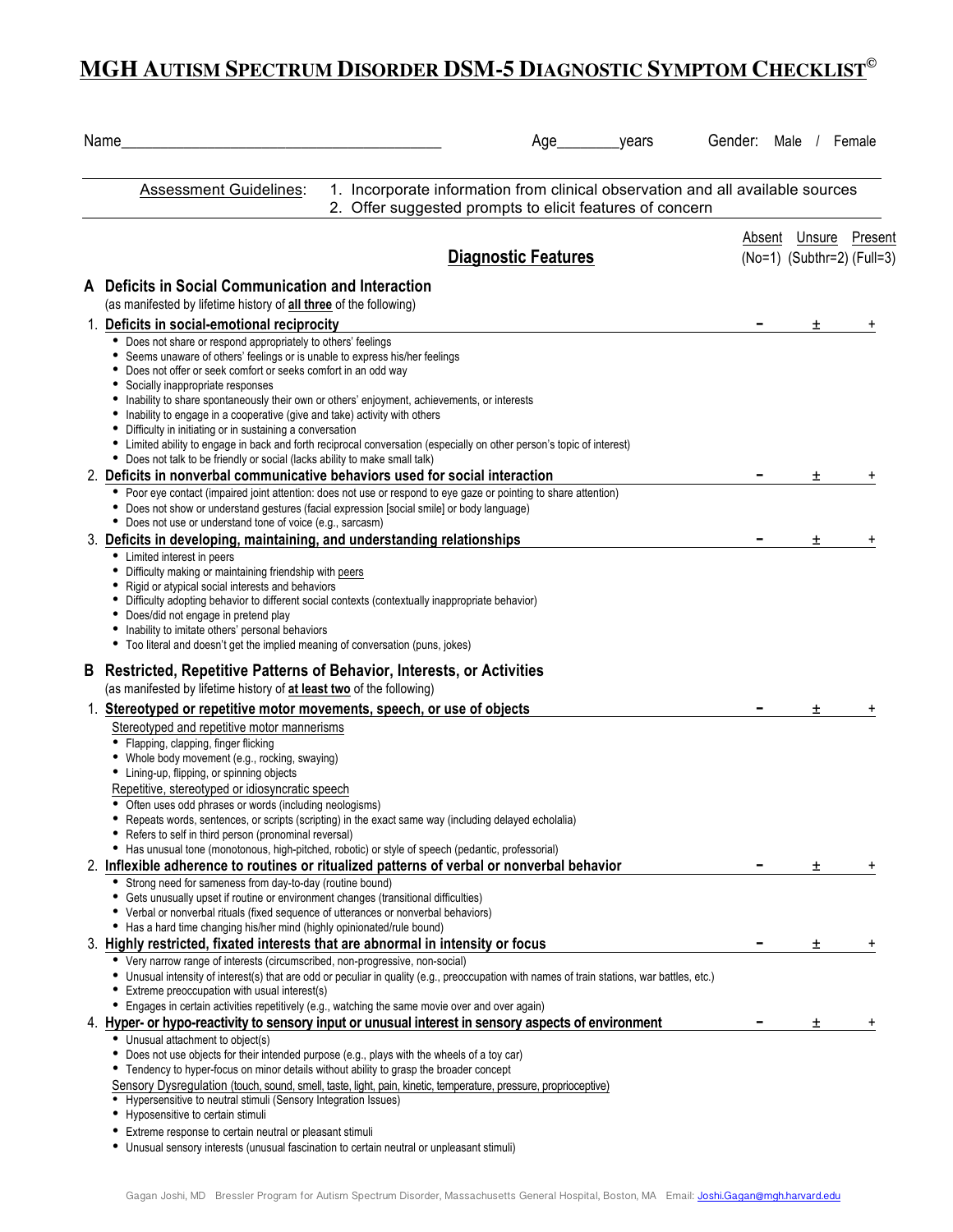# MGH Autism Spectrum Disorder DSM-5 Diagnostic Symptom Checklist©

Name________________________________________ Age________years Gender: Male / Female

Assessment Guidelines:
1. Incorporate information from clinical observation and all available sources
2. Offer suggested prompts to elicit features of concern

| Diagnostic Features | Absent (No=1) | Unsure (Subthr=2) | Present (Full=3) |
|---|---|---|---|

## A Deficits in Social Communication and Interaction

(as manifested by lifetime history of **all three** of the following)

| | Absent | Unsure | Present |
|---|---|---|---|
| **1. Deficits in social-emotional reciprocity** | – | ± | + |

- Does not share or respond appropriately to others' feelings
- Seems unaware of others' feelings or is unable to express his/her feelings
- Does not offer or seek comfort or seeks comfort in an odd way
- Socially inappropriate responses
- Inability to share spontaneously their own or others' enjoyment, achievements, or interests
- Inability to engage in a cooperative (give and take) activity with others
- Difficulty in initiating or in sustaining a conversation
- Limited ability to engage in back and forth reciprocal conversation (especially on other person's topic of interest)
- Does not talk to be friendly or social (lacks ability to make small talk)

| | Absent | Unsure | Present |
|---|---|---|---|
| **2. Deficits in nonverbal communicative behaviors used for social interaction** | – | ± | + |

- Poor eye contact (impaired joint attention: does not use or respond to eye gaze or pointing to share attention)
- Does not show or understand gestures (facial expression [social smile] or body language)
- Does not use or understand tone of voice (e.g., sarcasm)

| | Absent | Unsure | Present |
|---|---|---|---|
| **3. Deficits in developing, maintaining, and understanding relationships** | – | ± | + |

- Limited interest in peers
- Difficulty making or maintaining friendship with peers
- Rigid or atypical social interests and behaviors
- Difficulty adopting behavior to different social contexts (contextually inappropriate behavior)
- Does/did not engage in pretend play
- Inability to imitate others' personal behaviors
- Too literal and doesn't get the implied meaning of conversation (puns, jokes)

## B Restricted, Repetitive Patterns of Behavior, Interests, or Activities

(as manifested by lifetime history of **at least two** of the following)

| | Absent | Unsure | Present |
|---|---|---|---|
| **1. Stereotyped or repetitive motor movements, speech, or use of objects** | – | ± | + |

Stereotyped and repetitive motor mannerisms
- Flapping, clapping, finger flicking
- Whole body movement (e.g., rocking, swaying)
- Lining-up, flipping, or spinning objects

Repetitive, stereotyped or idiosyncratic speech
- Often uses odd phrases or words (including neologisms)
- Repeats words, sentences, or scripts (scripting) in the exact same way (including delayed echolalia)
- Refers to self in third person (pronominal reversal)
- Has unusual tone (monotonous, high-pitched, robotic) or style of speech (pedantic, professorial)

| | Absent | Unsure | Present |
|---|---|---|---|
| **2. Inflexible adherence to routines or ritualized patterns of verbal or nonverbal behavior** | – | ± | + |

- Strong need for sameness from day-to-day (routine bound)
- Gets unusually upset if routine or environment changes (transitional difficulties)
- Verbal or nonverbal rituals (fixed sequence of utterances or nonverbal behaviors)
- Has a hard time changing his/her mind (highly opinionated/rule bound)

| | Absent | Unsure | Present |
|---|---|---|---|
| **3. Highly restricted, fixated interests that are abnormal in intensity or focus** | – | ± | + |

- Very narrow range of interests (circumscribed, non-progressive, non-social)
- Unusual intensity of interest(s) that are odd or peculiar in quality (e.g., preoccupation with names of train stations, war battles, etc.)
- Extreme preoccupation with usual interest(s)
- Engages in certain activities repetitively (e.g., watching the same movie over and over again)

| | Absent | Unsure | Present |
|---|---|---|---|
| **4. Hyper- or hypo-reactivity to sensory input or unusual interest in sensory aspects of environment** | – | ± | + |

- Unusual attachment to object(s)
- Does not use objects for their intended purpose (e.g., plays with the wheels of a toy car)
- Tendency to hyper-focus on minor details without ability to grasp the broader concept

Sensory Dysregulation (touch, sound, smell, taste, light, pain, kinetic, temperature, pressure, proprioceptive)
- Hypersensitive to neutral stimuli (Sensory Integration Issues)
- Hyposensitive to certain stimuli
- Extreme response to certain neutral or pleasant stimuli
- Unusual sensory interests (unusual fascination to certain neutral or unpleasant stimuli)

Gagan Joshi, MD Bressler Program for Autism Spectrum Disorder, Massachusetts General Hospital, Boston, MA Email: Joshi.Gagan@mgh.harvard.edu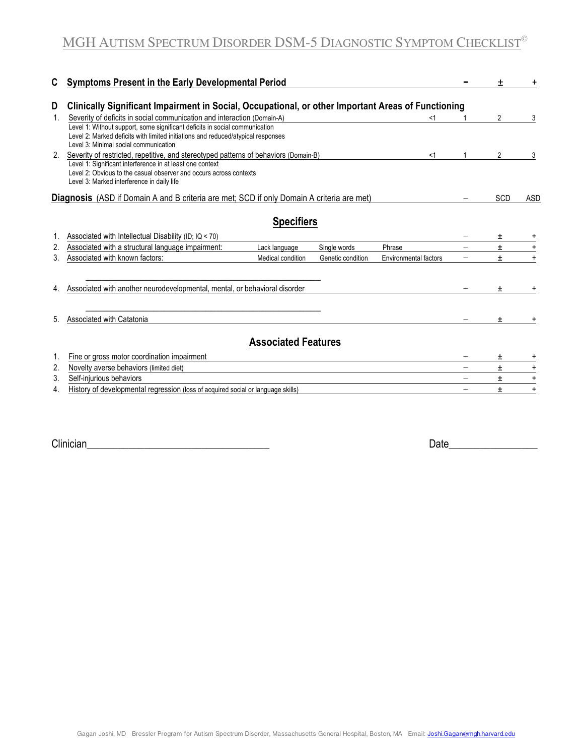# MGH Autism Spectrum Disorder DSM-5 Diagnostic Symptom Checklist©

| | | | | | | | |
|---|---|---|---|---|---|---|---|
| **C** | **Symptoms Present in the Early Developmental Period** | | | | – | ± | + |
| **D** | **Clinically Significant Impairment in Social, Occupational, or other Important Areas of Functioning** | | | | | | |
| 1. | Severity of deficits in social communication and interaction (Domain-A)<br>Level 1: Without support, some significant deficits in social communication<br>Level 2: Marked deficits with limited initiations and reduced/atypical responses<br>Level 3: Minimal social communication | | | <1 | 1 | 2 | 3 |
| 2. | Severity of restricted, repetitive, and stereotyped patterns of behaviors (Domain-B)<br>Level 1: Significant interference in at least one context<br>Level 2: Obvious to the casual observer and occurs across contexts<br>Level 3: Marked interference in daily life | | | <1 | 1 | 2 | 3 |
| | **Diagnosis** (ASD if Domain A and B criteria are met; SCD if only Domain A criteria are met) | | | | – | SCD | ASD |

## Specifiers

| | | | | | | | |
|---|---|---|---|---|---|---|---|
| 1. | Associated with Intellectual Disability (ID; IQ < 70) | | | | – | ± | + |
| 2. | Associated with a structural language impairment: | Lack language | Single words | Phrase | – | ± | + |
| 3. | Associated with known factors: | Medical condition | Genetic condition | Environmental factors | – | ± | + |
| | ______________________________ | | | | | | |
| 4. | Associated with another neurodevelopmental, mental, or behavioral disorder | | | | – | ± | + |
| | ______________________________ | | | | | | |
| 5. | Associated with Catatonia | | | | – | ± | + |

## Associated Features

| | | | | |
|---|---|---|---|---|
| 1. | Fine or gross motor coordination impairment | – | ± | + |
| 2. | Novelty averse behaviors (limited diet) | – | ± | + |
| 3. | Self-injurious behaviors | – | ± | + |
| 4. | History of developmental regression (loss of acquired social or language skills) | – | ± | + |

Clinician______________________________ Date________________

Gagan Joshi, MD Bressler Program for Autism Spectrum Disorder, Massachusetts General Hospital, Boston, MA Email: Joshi.Gagan@mgh.harvard.edu